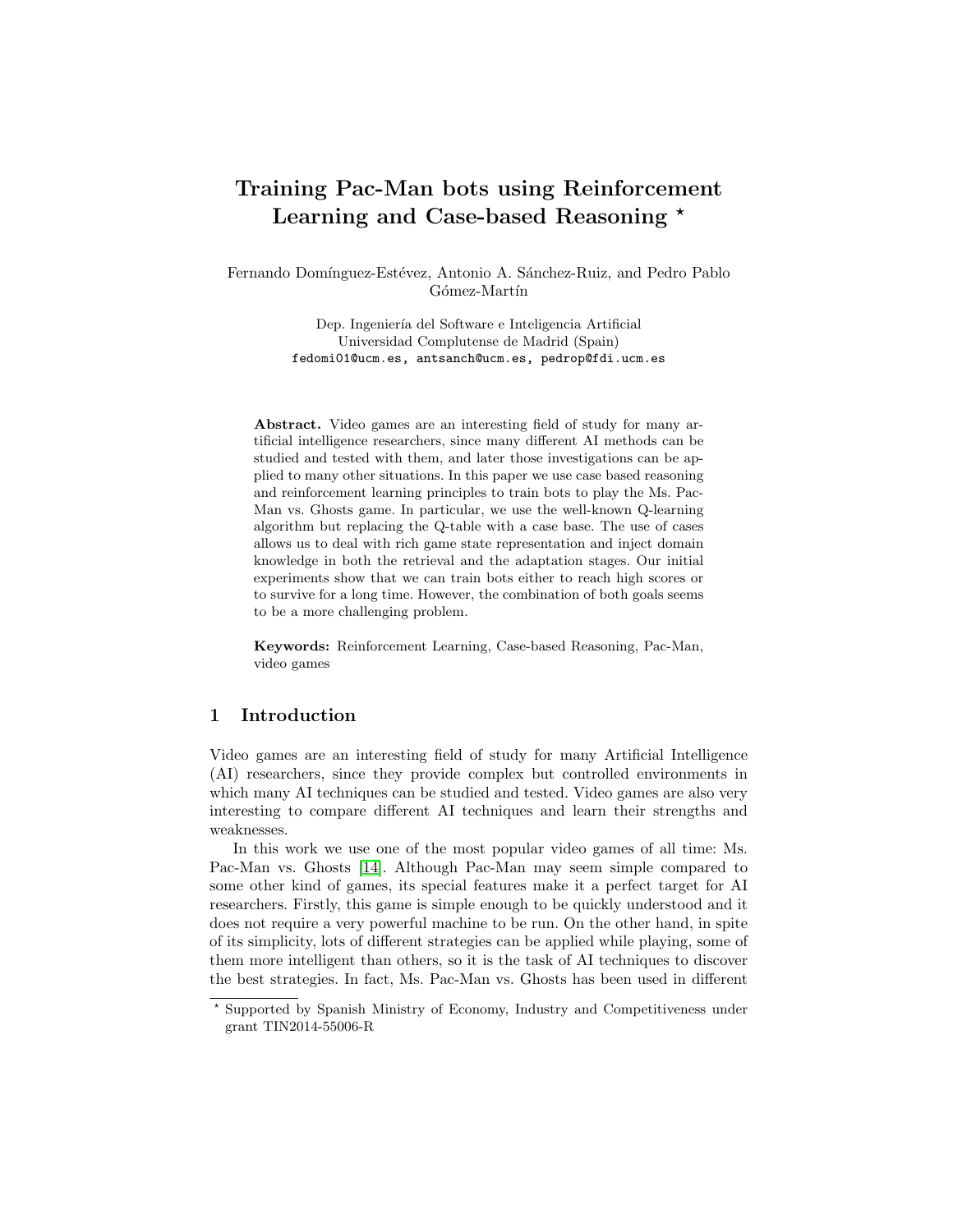# Training Pac-Man bots using Reinforcement Learning and Case-based Reasoning *

Fernando Domínguez-Estévez, Antonio A. Sánchez-Ruiz, and Pedro Pablo Gómez-Martín

Dep. Ingeniería del Software e Inteligencia Artificial
Universidad Complutense de Madrid (Spain)
fedomi01@ucm.es, antsanch@ucm.es, pedrop@fdi.ucm.es

**Abstract.** Video games are an interesting field of study for many artificial intelligence researchers, since many different AI methods can be studied and tested with them, and later those investigations can be applied to many other situations. In this paper we use case based reasoning and reinforcement learning principles to train bots to play the Ms. Pac-Man vs. Ghosts game. In particular, we use the well-known Q-learning algorithm but replacing the Q-table with a case base. The use of cases allows us to deal with rich game state representation and inject domain knowledge in both the retrieval and the adaptation stages. Our initial experiments show that we can train bots either to reach high scores or to survive for a long time. However, the combination of both goals seems to be a more challenging problem.

**Keywords:** Reinforcement Learning, Case-based Reasoning, Pac-Man, video games

## 1 Introduction

Video games are an interesting field of study for many Artificial Intelligence (AI) researchers, since they provide complex but controlled environments in which many AI techniques can be studied and tested. Video games are also very interesting to compare different AI techniques and learn their strengths and weaknesses.

In this work we use one of the most popular video games of all time: Ms. Pac-Man vs. Ghosts [14]. Although Pac-Man may seem simple compared to some other kind of games, its special features make it a perfect target for AI researchers. Firstly, this game is simple enough to be quickly understood and it does not require a very powerful machine to be run. On the other hand, in spite of its simplicity, lots of different strategies can be applied while playing, some of them more intelligent than others, so it is the task of AI techniques to discover the best strategies. In fact, Ms. Pac-Man vs. Ghosts has been used in different

* Supported by Spanish Ministry of Economy, Industry and Competitiveness under grant TIN2014-55006-R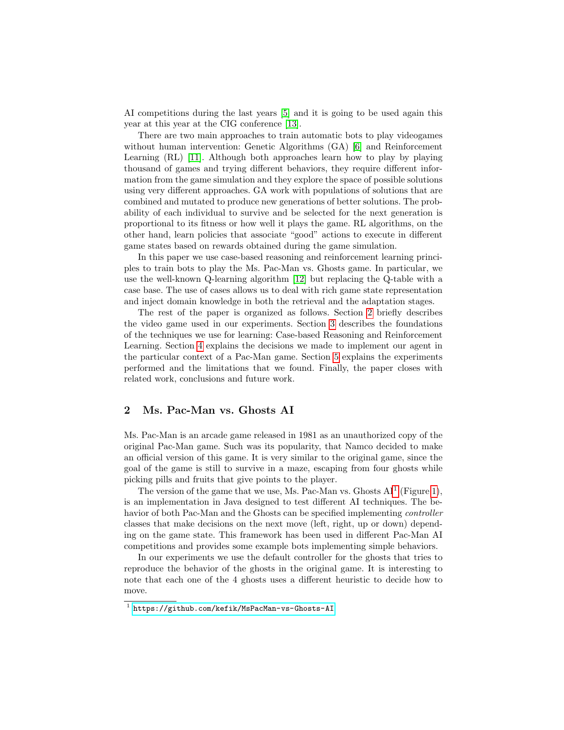AI competitions during the last years [5] and it is going to be used again this year at this year at the CIG conference [13].

There are two main approaches to train automatic bots to play videogames without human intervention: Genetic Algorithms (GA) [6] and Reinforcement Learning (RL) [11]. Although both approaches learn how to play by playing thousand of games and trying different behaviors, they require different information from the game simulation and they explore the space of possible solutions using very different approaches. GA work with populations of solutions that are combined and mutated to produce new generations of better solutions. The probability of each individual to survive and be selected for the next generation is proportional to its fitness or how well it plays the game. RL algorithms, on the other hand, learn policies that associate "good" actions to execute in different game states based on rewards obtained during the game simulation.

In this paper we use case-based reasoning and reinforcement learning principles to train bots to play the Ms. Pac-Man vs. Ghosts game. In particular, we use the well-known Q-learning algorithm [12] but replacing the Q-table with a case base. The use of cases allows us to deal with rich game state representation and inject domain knowledge in both the retrieval and the adaptation stages.

The rest of the paper is organized as follows. Section 2 briefly describes the video game used in our experiments. Section 3 describes the foundations of the techniques we use for learning: Case-based Reasoning and Reinforcement Learning. Section 4 explains the decisions we made to implement our agent in the particular context of a Pac-Man game. Section 5 explains the experiments performed and the limitations that we found. Finally, the paper closes with related work, conclusions and future work.

## 2 Ms. Pac-Man vs. Ghosts AI

Ms. Pac-Man is an arcade game released in 1981 as an unauthorized copy of the original Pac-Man game. Such was its popularity, that Namco decided to make an official version of this game. It is very similar to the original game, since the goal of the game is still to survive in a maze, escaping from four ghosts while picking pills and fruits that give points to the player.

The version of the game that we use, Ms. Pac-Man vs. Ghosts AI[1] (Figure 1), is an implementation in Java designed to test different AI techniques. The behavior of both Pac-Man and the Ghosts can be specified implementing *controller* classes that make decisions on the next move (left, right, up or down) depending on the game state. This framework has been used in different Pac-Man AI competitions and provides some example bots implementing simple behaviors.

In our experiments we use the default controller for the ghosts that tries to reproduce the behavior of the ghosts in the original game. It is interesting to note that each one of the 4 ghosts uses a different heuristic to decide how to move.

[1] https://github.com/kefik/MsPacMan-vs-Ghosts-AI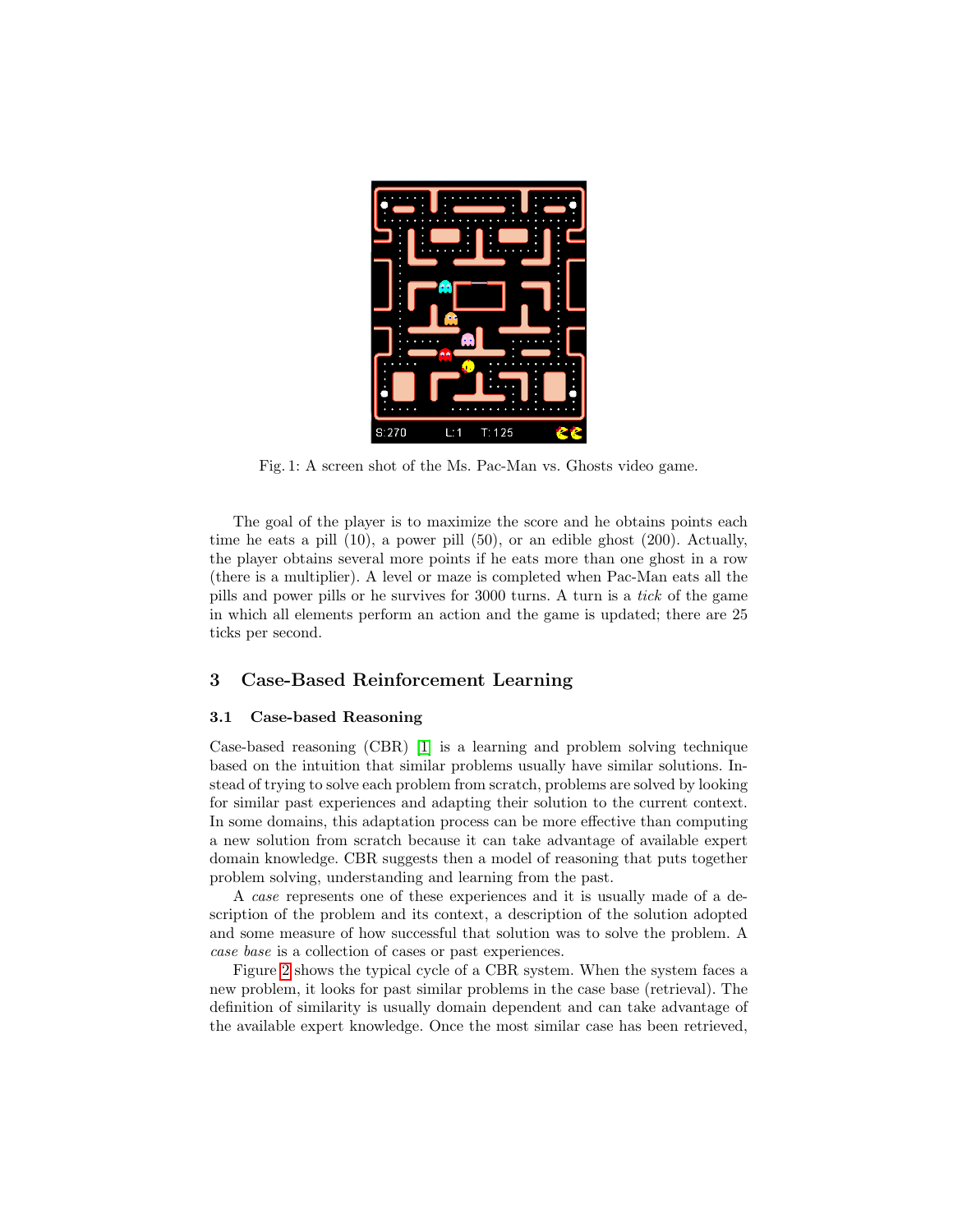Fig. 1: A screen shot of the Ms. Pac-Man vs. Ghosts video game.

The goal of the player is to maximize the score and he obtains points each time he eats a pill (10), a power pill (50), or an edible ghost (200). Actually, the player obtains several more points if he eats more than one ghost in a row (there is a multiplier). A level or maze is completed when Pac-Man eats all the pills and power pills or he survives for 3000 turns. A turn is a *tick* of the game in which all elements perform an action and the game is updated; there are 25 ticks per second.

## 3 Case-Based Reinforcement Learning

### 3.1 Case-based Reasoning

Case-based reasoning (CBR) [1] is a learning and problem solving technique based on the intuition that similar problems usually have similar solutions. Instead of trying to solve each problem from scratch, problems are solved by looking for similar past experiences and adapting their solution to the current context. In some domains, this adaptation process can be more effective than computing a new solution from scratch because it can take advantage of available expert domain knowledge. CBR suggests then a model of reasoning that puts together problem solving, understanding and learning from the past.

A *case* represents one of these experiences and it is usually made of a description of the problem and its context, a description of the solution adopted and some measure of how successful that solution was to solve the problem. A *case base* is a collection of cases or past experiences.

Figure 2 shows the typical cycle of a CBR system. When the system faces a new problem, it looks for past similar problems in the case base (retrieval). The definition of similarity is usually domain dependent and can take advantage of the available expert knowledge. Once the most similar case has been retrieved,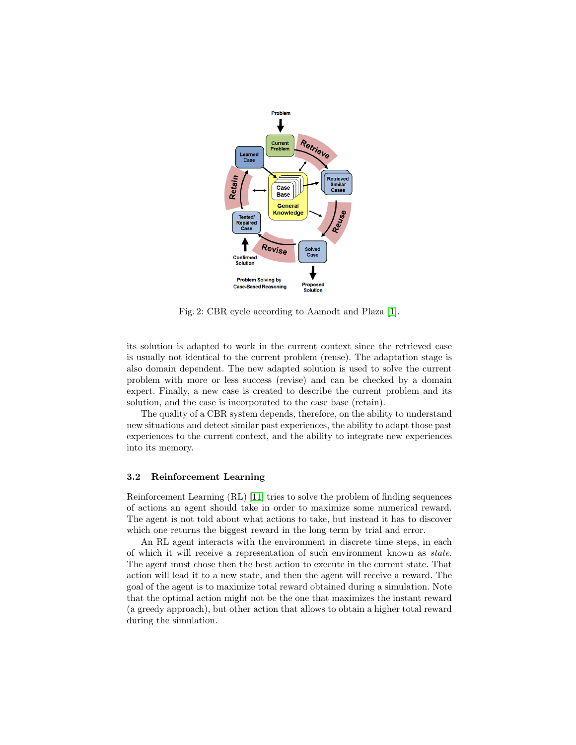Fig. 2: CBR cycle according to Aamodt and Plaza [1].

its solution is adapted to work in the current context since the retrieved case is usually not identical to the current problem (reuse). The adaptation stage is also domain dependent. The new adapted solution is used to solve the current problem with more or less success (revise) and can be checked by a domain expert. Finally, a new case is created to describe the current problem and its solution, and the case is incorporated to the case base (retain).

The quality of a CBR system depends, therefore, on the ability to understand new situations and detect similar past experiences, the ability to adapt those past experiences to the current context, and the ability to integrate new experiences into its memory.

### 3.2 Reinforcement Learning

Reinforcement Learning (RL) [11] tries to solve the problem of finding sequences of actions an agent should take in order to maximize some numerical reward. The agent is not told about what actions to take, but instead it has to discover which one returns the biggest reward in the long term by trial and error.

An RL agent interacts with the environment in discrete time steps, in each of which it will receive a representation of such environment known as *state*. The agent must chose then the best action to execute in the current state. That action will lead it to a new state, and then the agent will receive a reward. The goal of the agent is to maximize total reward obtained during a simulation. Note that the optimal action might not be the one that maximizes the instant reward (a greedy approach), but other action that allows to obtain a higher total reward during the simulation.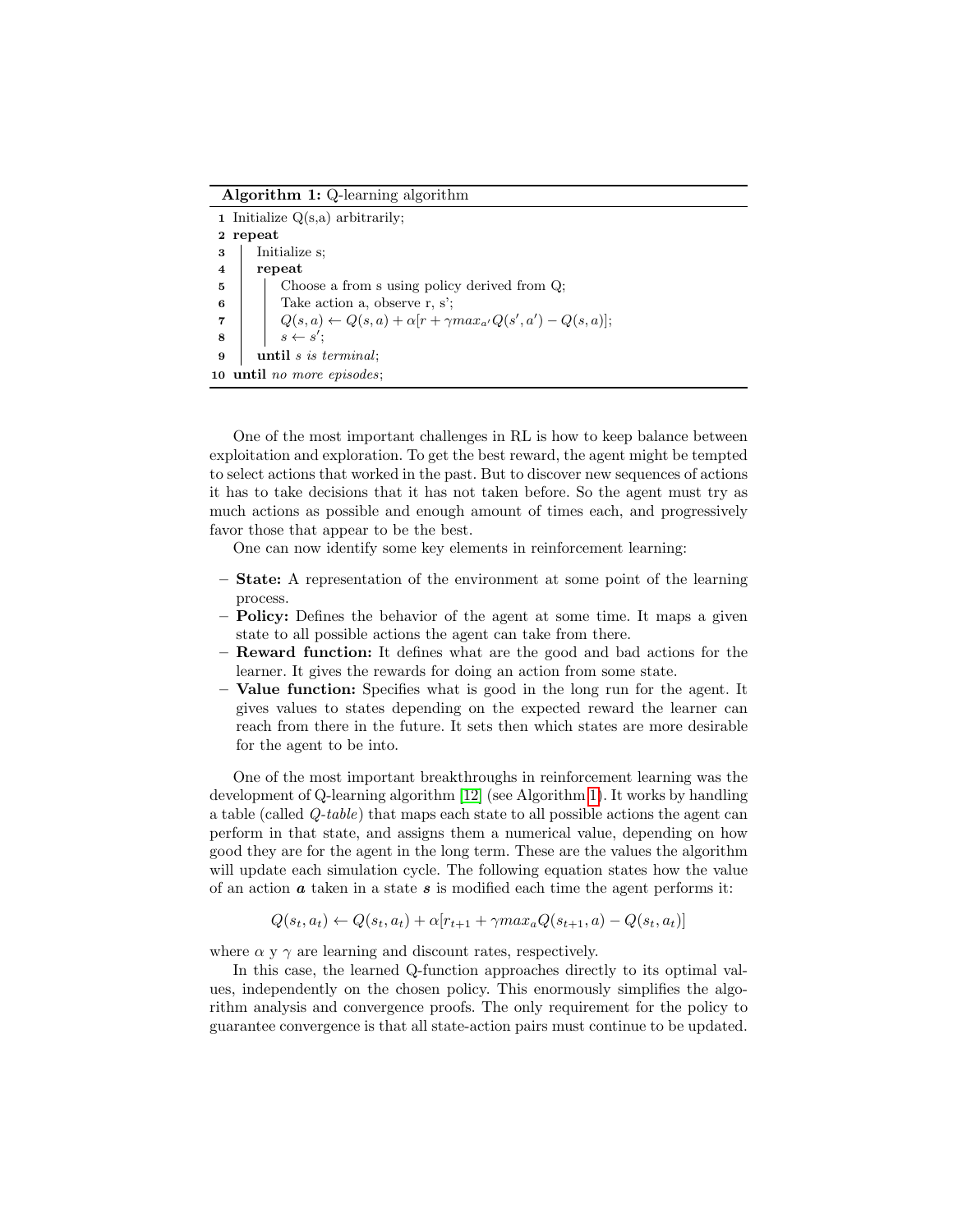**Algorithm 1:** Q-learning algorithm

```
1  Initialize Q(s,a) arbitrarily;
2  repeat
3  |   Initialize s;
4  |   repeat
5  |   |   Choose a from s using policy derived from Q;
6  |   |   Take action a, observe r, s';
7  |   |   Q(s,a) ← Q(s,a) + α[r + γ max_{a'} Q(s',a') − Q(s,a)];
8  |   |   s ← s';
9  |   until s is terminal;
10 until no more episodes;
```

One of the most important challenges in RL is how to keep balance between exploitation and exploration. To get the best reward, the agent might be tempted to select actions that worked in the past. But to discover new sequences of actions it has to take decisions that it has not taken before. So the agent must try as much actions as possible and enough amount of times each, and progressively favor those that appear to be the best.

One can now identify some key elements in reinforcement learning:

- **State:** A representation of the environment at some point of the learning process.
- **Policy:** Defines the behavior of the agent at some time. It maps a given state to all possible actions the agent can take from there.
- **Reward function:** It defines what are the good and bad actions for the learner. It gives the rewards for doing an action from some state.
- **Value function:** Specifies what is good in the long run for the agent. It gives values to states depending on the expected reward the learner can reach from there in the future. It sets then which states are more desirable for the agent to be into.

One of the most important breakthroughs in reinforcement learning was the development of Q-learning algorithm [12] (see Algorithm 1). It works by handling a table (called *Q-table*) that maps each state to all possible actions the agent can perform in that state, and assigns them a numerical value, depending on how good they are for the agent in the long term. These are the values the algorithm will update each simulation cycle. The following equation states how the value of an action $\boldsymbol{a}$ taken in a state $\boldsymbol{s}$ is modified each time the agent performs it:

$$Q(s_t, a_t) \leftarrow Q(s_t, a_t) + \alpha[r_{t+1} + \gamma max_a Q(s_{t+1}, a) - Q(s_t, a_t)]$$

where $\alpha$ y $\gamma$ are learning and discount rates, respectively.

In this case, the learned Q-function approaches directly to its optimal values, independently on the chosen policy. This enormously simplifies the algorithm analysis and convergence proofs. The only requirement for the policy to guarantee convergence is that all state-action pairs must continue to be updated.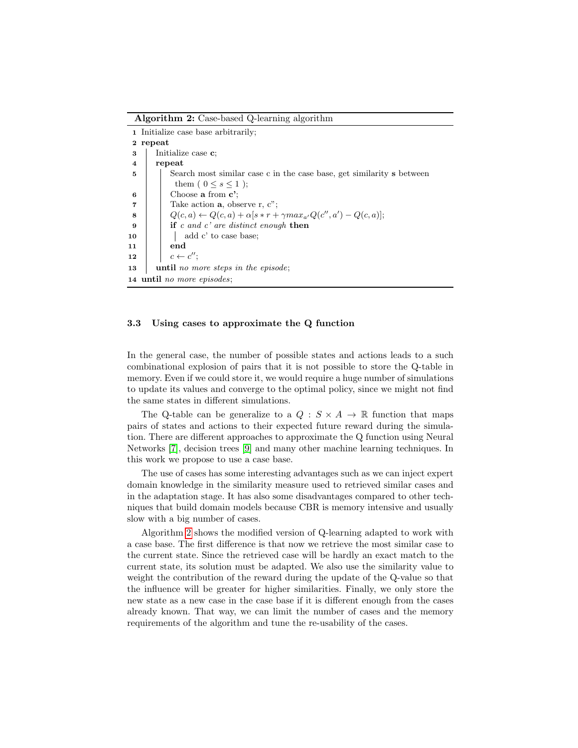**Algorithm 2:** Case-based Q-learning algorithm

```
1  Initialize case base arbitrarily;
2  repeat
3      Initialize case c;
4      repeat
5          Search most similar case c in the case base, get similarity s between
             them ( 0 ≤ s ≤ 1 );
6          Choose a from c';
7          Take action a, observe r, c";
8          Q(c,a) ← Q(c,a) + α[s * r + γ max_a' Q(c'',a') − Q(c,a)];
9          if c and c' are distinct enough then
10             add c' to case base;
11         end
12         c ← c'';
13     until no more steps in the episode;
14 until no more episodes;
```

### 3.3 Using cases to approximate the Q function

In the general case, the number of possible states and actions leads to a such combinational explosion of pairs that it is not possible to store the Q-table in memory. Even if we could store it, we would require a huge number of simulations to update its values and converge to the optimal policy, since we might not find the same states in different simulations.

The Q-table can be generalize to a $Q : S \times A \to \mathbb{R}$ function that maps pairs of states and actions to their expected future reward during the simulation. There are different approaches to approximate the Q function using Neural Networks [7], decision trees [9] and many other machine learning techniques. In this work we propose to use a case base.

The use of cases has some interesting advantages such as we can inject expert domain knowledge in the similarity measure used to retrieved similar cases and in the adaptation stage. It has also some disadvantages compared to other techniques that build domain models because CBR is memory intensive and usually slow with a big number of cases.

Algorithm 2 shows the modified version of Q-learning adapted to work with a case base. The first difference is that now we retrieve the most similar case to the current state. Since the retrieved case will be hardly an exact match to the current state, its solution must be adapted. We also use the similarity value to weight the contribution of the reward during the update of the Q-value so that the influence will be greater for higher similarities. Finally, we only store the new state as a new case in the case base if it is different enough from the cases already known. That way, we can limit the number of cases and the memory requirements of the algorithm and tune the re-usability of the cases.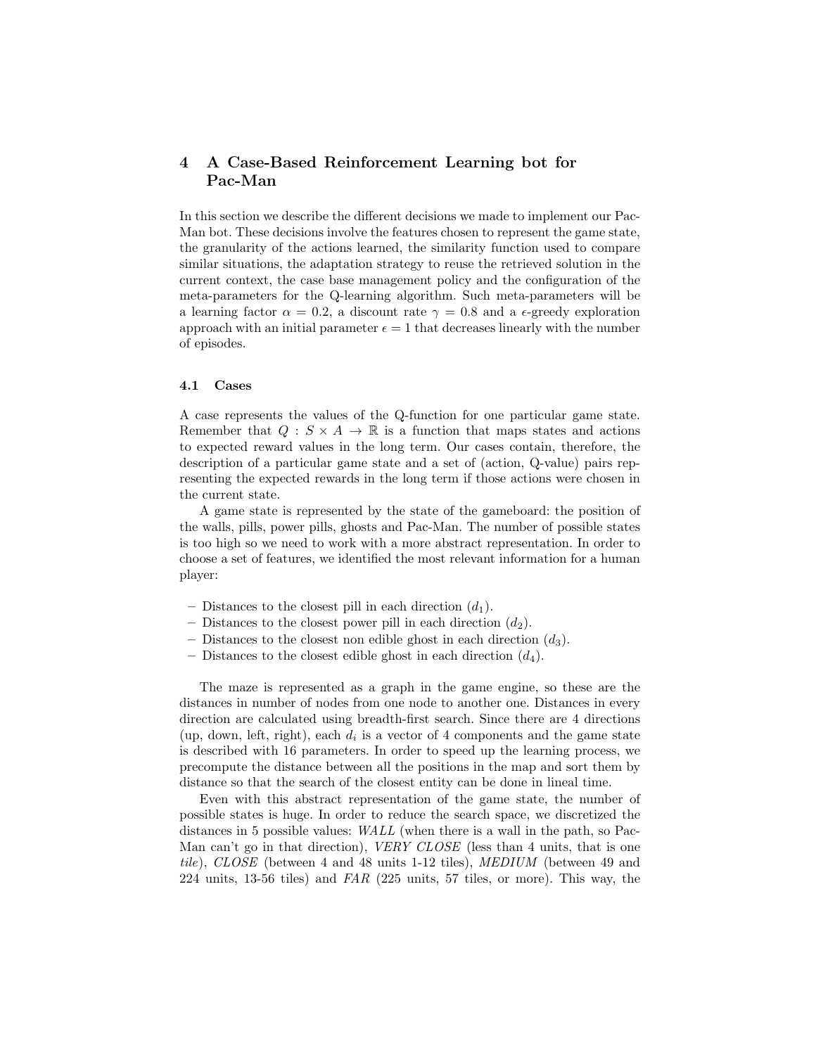## 4 A Case-Based Reinforcement Learning bot for Pac-Man

In this section we describe the different decisions we made to implement our Pac-Man bot. These decisions involve the features chosen to represent the game state, the granularity of the actions learned, the similarity function used to compare similar situations, the adaptation strategy to reuse the retrieved solution in the current context, the case base management policy and the configuration of the meta-parameters for the Q-learning algorithm. Such meta-parameters will be a learning factor $\alpha = 0.2$, a discount rate $\gamma = 0.8$ and a $\epsilon$-greedy exploration approach with an initial parameter $\epsilon = 1$ that decreases linearly with the number of episodes.

### 4.1 Cases

A case represents the values of the Q-function for one particular game state. Remember that $Q : S \times A \rightarrow \mathbb{R}$ is a function that maps states and actions to expected reward values in the long term. Our cases contain, therefore, the description of a particular game state and a set of (action, Q-value) pairs representing the expected rewards in the long term if those actions were chosen in the current state.

A game state is represented by the state of the gameboard: the position of the walls, pills, power pills, ghosts and Pac-Man. The number of possible states is too high so we need to work with a more abstract representation. In order to choose a set of features, we identified the most relevant information for a human player:

- Distances to the closest pill in each direction ($d_1$).
- Distances to the closest power pill in each direction ($d_2$).
- Distances to the closest non edible ghost in each direction ($d_3$).
- Distances to the closest edible ghost in each direction ($d_4$).

The maze is represented as a graph in the game engine, so these are the distances in number of nodes from one node to another one. Distances in every direction are calculated using breadth-first search. Since there are 4 directions (up, down, left, right), each $d_i$ is a vector of 4 components and the game state is described with 16 parameters. In order to speed up the learning process, we precompute the distance between all the positions in the map and sort them by distance so that the search of the closest entity can be done in lineal time.

Even with this abstract representation of the game state, the number of possible states is huge. In order to reduce the search space, we discretized the distances in 5 possible values: *WALL* (when there is a wall in the path, so Pac-Man can't go in that direction), *VERY CLOSE* (less than 4 units, that is one *tile*), *CLOSE* (between 4 and 48 units 1-12 tiles), *MEDIUM* (between 49 and 224 units, 13-56 tiles) and *FAR* (225 units, 57 tiles, or more). This way, the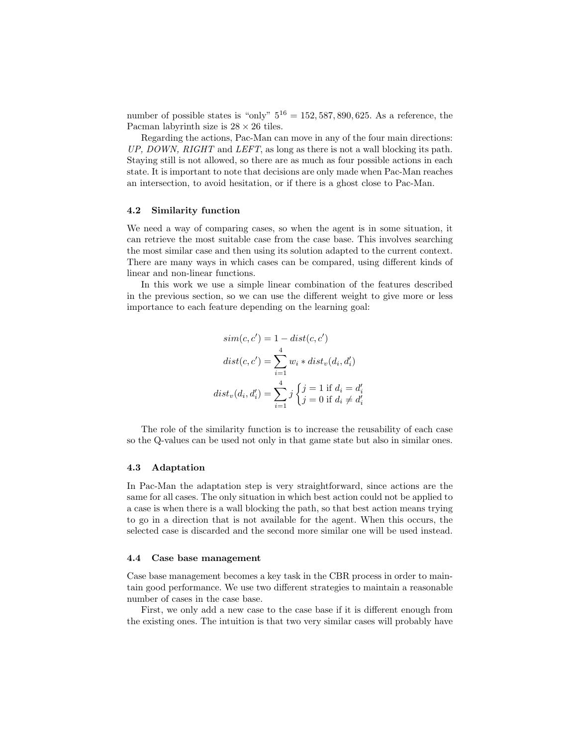number of possible states is "only" $5^{16} = 152,587,890,625$. As a reference, the Pacman labyrinth size is $28 \times 26$ tiles.

Regarding the actions, Pac-Man can move in any of the four main directions: *UP, DOWN, RIGHT* and *LEFT*, as long as there is not a wall blocking its path. Staying still is not allowed, so there are as much as four possible actions in each state. It is important to note that decisions are only made when Pac-Man reaches an intersection, to avoid hesitation, or if there is a ghost close to Pac-Man.

### 4.2 Similarity function

We need a way of comparing cases, so when the agent is in some situation, it can retrieve the most suitable case from the case base. This involves searching the most similar case and then using its solution adapted to the current context. There are many ways in which cases can be compared, using different kinds of linear and non-linear functions.

In this work we use a simple linear combination of the features described in the previous section, so we can use the different weight to give more or less importance to each feature depending on the learning goal:

$$sim(c, c') = 1 - dist(c, c')$$

$$dist(c, c') = \sum_{i=1}^{4} w_i * dist_v(d_i, d'_i)$$

$$dist_v(d_i, d'_i) = \sum_{i=1}^{4} j \begin{cases} j = 1 \text{ if } d_i = d'_i \\ j = 0 \text{ if } d_i \neq d'_i \end{cases}$$

The role of the similarity function is to increase the reusability of each case so the Q-values can be used not only in that game state but also in similar ones.

### 4.3 Adaptation

In Pac-Man the adaptation step is very straightforward, since actions are the same for all cases. The only situation in which best action could not be applied to a case is when there is a wall blocking the path, so that best action means trying to go in a direction that is not available for the agent. When this occurs, the selected case is discarded and the second more similar one will be used instead.

### 4.4 Case base management

Case base management becomes a key task in the CBR process in order to maintain good performance. We use two different strategies to maintain a reasonable number of cases in the case base.

First, we only add a new case to the case base if it is different enough from the existing ones. The intuition is that two very similar cases will probably have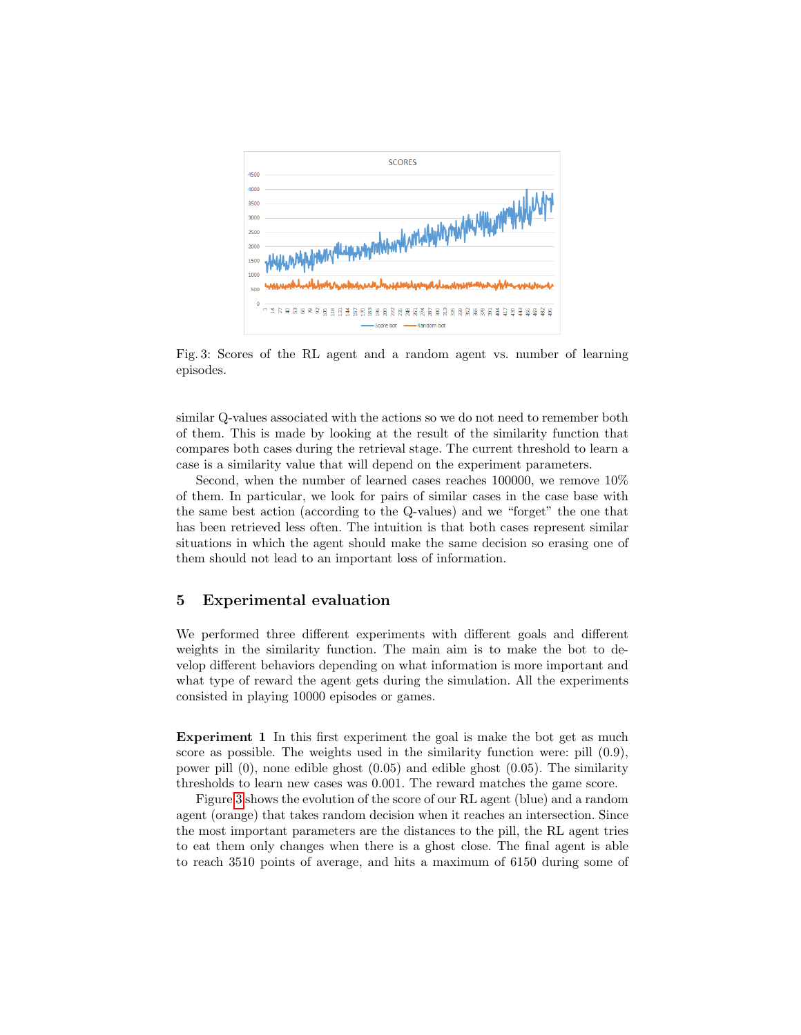Fig. 3: Scores of the RL agent and a random agent vs. number of learning episodes.

similar Q-values associated with the actions so we do not need to remember both of them. This is made by looking at the result of the similarity function that compares both cases during the retrieval stage. The current threshold to learn a case is a similarity value that will depend on the experiment parameters.

Second, when the number of learned cases reaches 100000, we remove 10% of them. In particular, we look for pairs of similar cases in the case base with the same best action (according to the Q-values) and we "forget" the one that has been retrieved less often. The intuition is that both cases represent similar situations in which the agent should make the same decision so erasing one of them should not lead to an important loss of information.

## 5 Experimental evaluation

We performed three different experiments with different goals and different weights in the similarity function. The main aim is to make the bot to develop different behaviors depending on what information is more important and what type of reward the agent gets during the simulation. All the experiments consisted in playing 10000 episodes or games.

**Experiment 1** In this first experiment the goal is make the bot get as much score as possible. The weights used in the similarity function were: pill (0.9), power pill (0), none edible ghost (0.05) and edible ghost (0.05). The similarity thresholds to learn new cases was 0.001. The reward matches the game score.

Figure 3 shows the evolution of the score of our RL agent (blue) and a random agent (orange) that takes random decision when it reaches an intersection. Since the most important parameters are the distances to the pill, the RL agent tries to eat them only changes when there is a ghost close. The final agent is able to reach 3510 points of average, and hits a maximum of 6150 during some of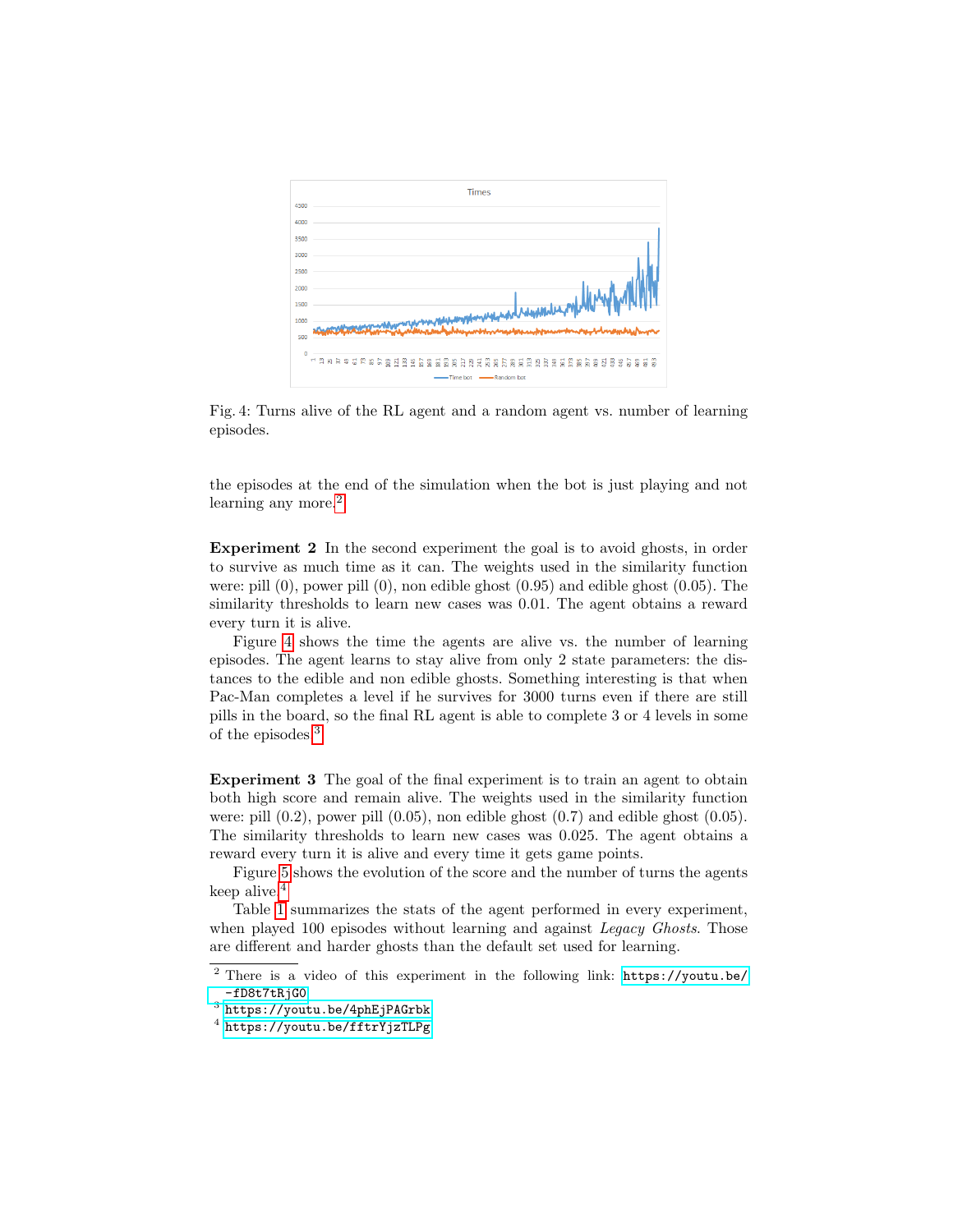Fig. 4: Turns alive of the RL agent and a random agent vs. number of learning episodes.

the episodes at the end of the simulation when the bot is just playing and not learning any more.[2]

**Experiment 2** In the second experiment the goal is to avoid ghosts, in order to survive as much time as it can. The weights used in the similarity function were: pill (0), power pill (0), non edible ghost (0.95) and edible ghost (0.05). The similarity thresholds to learn new cases was 0.01. The agent obtains a reward every turn it is alive.

Figure 4 shows the time the agents are alive vs. the number of learning episodes. The agent learns to stay alive from only 2 state parameters: the distances to the edible and non edible ghosts. Something interesting is that when Pac-Man completes a level if he survives for 3000 turns even if there are still pills in the board, so the final RL agent is able to complete 3 or 4 levels in some of the episodes.[3]

**Experiment 3** The goal of the final experiment is to train an agent to obtain both high score and remain alive. The weights used in the similarity function were: pill (0.2), power pill (0.05), non edible ghost (0.7) and edible ghost (0.05). The similarity thresholds to learn new cases was 0.025. The agent obtains a reward every turn it is alive and every time it gets game points.

Figure 5 shows the evolution of the score and the number of turns the agents keep alive.[4]

Table 1 summarizes the stats of the agent performed in every experiment, when played 100 episodes without learning and against *Legacy Ghosts*. Those are different and harder ghosts than the default set used for learning.

---

[2] There is a video of this experiment in the following link: https://youtu.be/-fD8t7tRjG0

[3] https://youtu.be/4phEjPAGrbk

[4] https://youtu.be/fftrYjzTLPg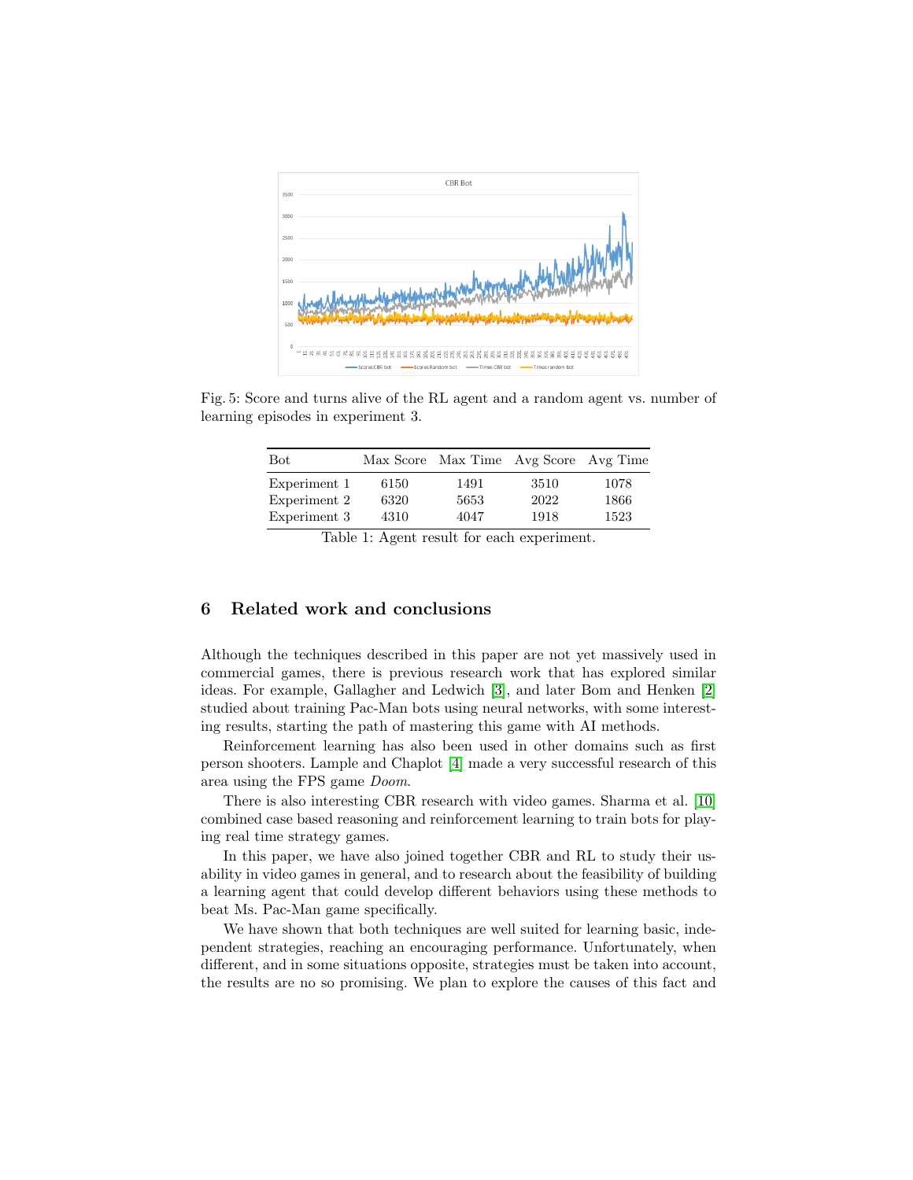Fig. 5: Score and turns alive of the RL agent and a random agent vs. number of learning episodes in experiment 3.

| Bot | Max Score | Max Time | Avg Score | Avg Time |
|---|---|---|---|---|
| Experiment 1 | 6150 | 1491 | 3510 | 1078 |
| Experiment 2 | 6320 | 5653 | 2022 | 1866 |
| Experiment 3 | 4310 | 4047 | 1918 | 1523 |

Table 1: Agent result for each experiment.

## 6 Related work and conclusions

Although the techniques described in this paper are not yet massively used in commercial games, there is previous research work that has explored similar ideas. For example, Gallagher and Ledwich [3], and later Bom and Henken [2] studied about training Pac-Man bots using neural networks, with some interesting results, starting the path of mastering this game with AI methods.

Reinforcement learning has also been used in other domains such as first person shooters. Lample and Chaplot [4] made a very successful research of this area using the FPS game *Doom*.

There is also interesting CBR research with video games. Sharma et al. [10] combined case based reasoning and reinforcement learning to train bots for playing real time strategy games.

In this paper, we have also joined together CBR and RL to study their usability in video games in general, and to research about the feasibility of building a learning agent that could develop different behaviors using these methods to beat Ms. Pac-Man game specifically.

We have shown that both techniques are well suited for learning basic, independent strategies, reaching an encouraging performance. Unfortunately, when different, and in some situations opposite, strategies must be taken into account, the results are no so promising. We plan to explore the causes of this fact and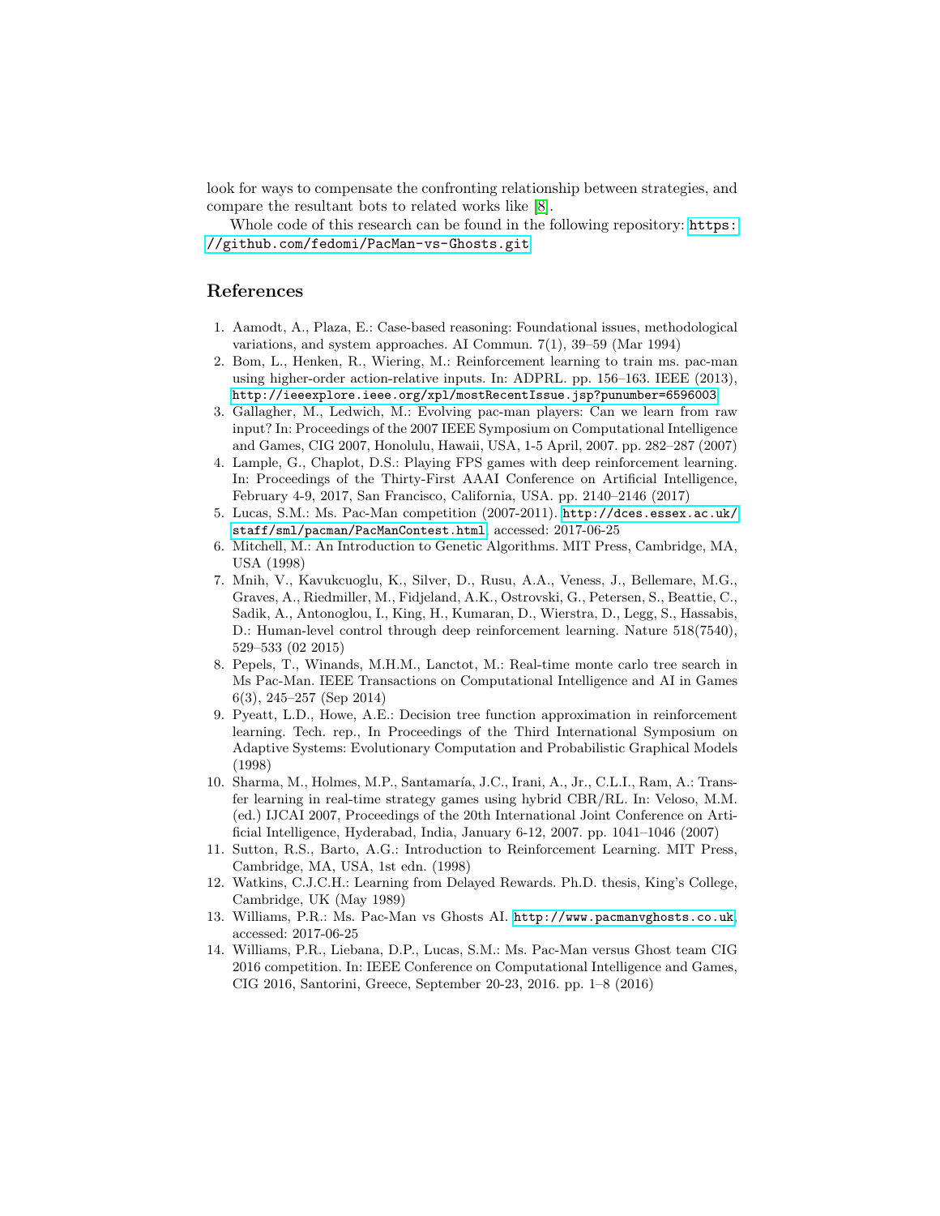look for ways to compensate the confronting relationship between strategies, and compare the resultant bots to related works like [8].

Whole code of this research can be found in the following repository: https://github.com/fedomi/PacMan-vs-Ghosts.git

## References

1. Aamodt, A., Plaza, E.: Case-based reasoning: Foundational issues, methodological variations, and system approaches. AI Commun. 7(1), 39–59 (Mar 1994)
2. Bom, L., Henken, R., Wiering, M.: Reinforcement learning to train ms. pac-man using higher-order action-relative inputs. In: ADPRL. pp. 156–163. IEEE (2013), http://ieeexplore.ieee.org/xpl/mostRecentIssue.jsp?punumber=6596003
3. Gallagher, M., Ledwich, M.: Evolving pac-man players: Can we learn from raw input? In: Proceedings of the 2007 IEEE Symposium on Computational Intelligence and Games, CIG 2007, Honolulu, Hawaii, USA, 1-5 April, 2007. pp. 282–287 (2007)
4. Lample, G., Chaplot, D.S.: Playing FPS games with deep reinforcement learning. In: Proceedings of the Thirty-First AAAI Conference on Artificial Intelligence, February 4-9, 2017, San Francisco, California, USA. pp. 2140–2146 (2017)
5. Lucas, S.M.: Ms. Pac-Man competition (2007-2011). http://dces.essex.ac.uk/staff/sml/pacman/PacManContest.html, accessed: 2017-06-25
6. Mitchell, M.: An Introduction to Genetic Algorithms. MIT Press, Cambridge, MA, USA (1998)
7. Mnih, V., Kavukcuoglu, K., Silver, D., Rusu, A.A., Veness, J., Bellemare, M.G., Graves, A., Riedmiller, M., Fidjeland, A.K., Ostrovski, G., Petersen, S., Beattie, C., Sadik, A., Antonoglou, I., King, H., Kumaran, D., Wierstra, D., Legg, S., Hassabis, D.: Human-level control through deep reinforcement learning. Nature 518(7540), 529–533 (02 2015)
8. Pepels, T., Winands, M.H.M., Lanctot, M.: Real-time monte carlo tree search in Ms Pac-Man. IEEE Transactions on Computational Intelligence and AI in Games 6(3), 245–257 (Sep 2014)
9. Pyeatt, L.D., Howe, A.E.: Decision tree function approximation in reinforcement learning. Tech. rep., In Proceedings of the Third International Symposium on Adaptive Systems: Evolutionary Computation and Probabilistic Graphical Models (1998)
10. Sharma, M., Holmes, M.P., Santamaría, J.C., Irani, A., Jr., C.L.I., Ram, A.: Transfer learning in real-time strategy games using hybrid CBR/RL. In: Veloso, M.M. (ed.) IJCAI 2007, Proceedings of the 20th International Joint Conference on Artificial Intelligence, Hyderabad, India, January 6-12, 2007. pp. 1041–1046 (2007)
11. Sutton, R.S., Barto, A.G.: Introduction to Reinforcement Learning. MIT Press, Cambridge, MA, USA, 1st edn. (1998)
12. Watkins, C.J.C.H.: Learning from Delayed Rewards. Ph.D. thesis, King's College, Cambridge, UK (May 1989)
13. Williams, P.R.: Ms. Pac-Man vs Ghosts AI. http://www.pacmanvghosts.co.uk, accessed: 2017-06-25
14. Williams, P.R., Liebana, D.P., Lucas, S.M.: Ms. Pac-Man versus Ghost team CIG 2016 competition. In: IEEE Conference on Computational Intelligence and Games, CIG 2016, Santorini, Greece, September 20-23, 2016. pp. 1–8 (2016)